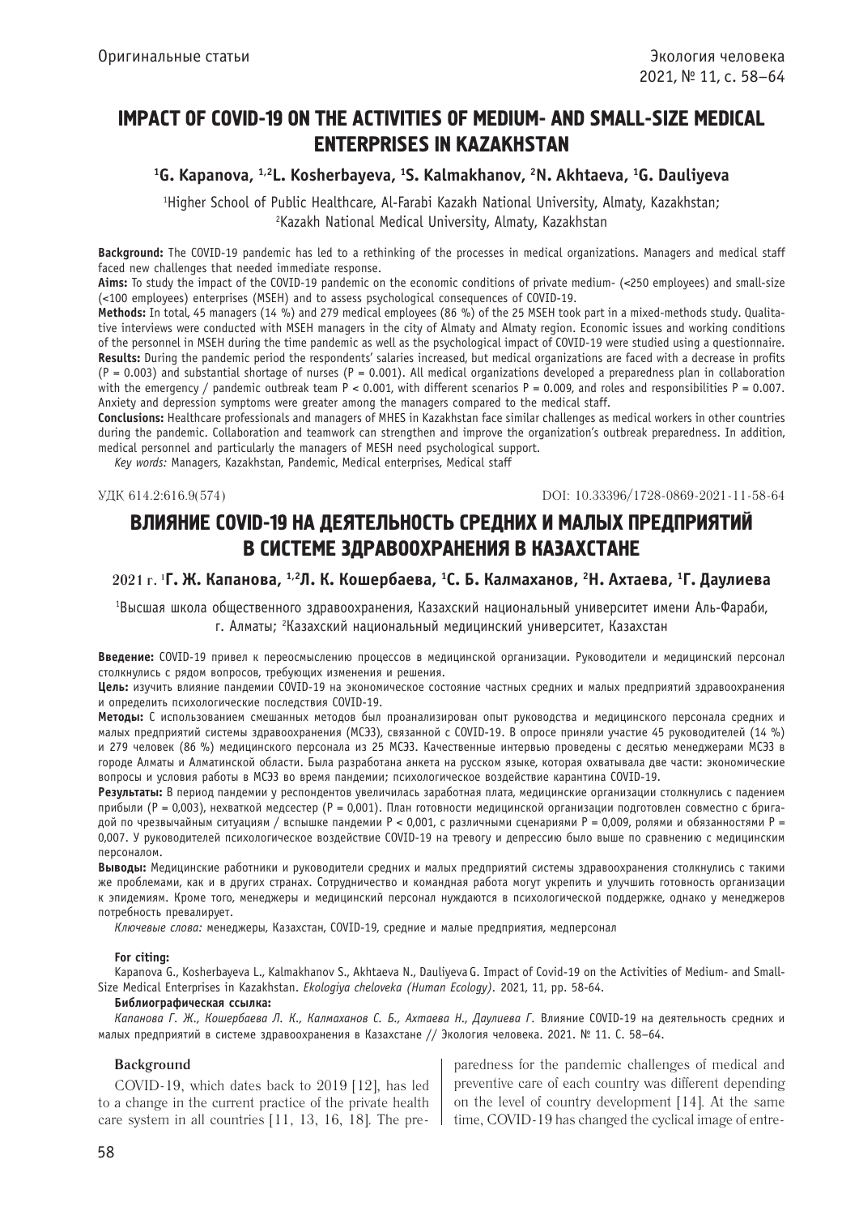Оригинальные статьи

# IMPACT OF COVID-19 ON THE ACTIVITIES OF MEDIUM- AND SMALL-SIZE MEDICAL ENTERPRISES IN KAZAKHSTAN

**[1]G. Kapanova, [1,2]L. Kosherbayeva, [1]S. Kalmakhanov, [2]N. Akhtaeva, [1]G. Dauliyeva**

[1]Higher School of Public Healthcare, Al-Farabi Kazakh National University, Almaty, Kazakhstan;
[2]Kazakh National Medical University, Almaty, Kazakhstan

**Background:** The COVID-19 pandemic has led to a rethinking of the processes in medical organizations. Managers and medical staff faced new challenges that needed immediate response.

**Aims:** To study the impact of the COVID-19 pandemic on the economic conditions of private medium- (<250 employees) and small-size (<100 employees) enterprises (MSEH) and to assess psychological consequences of COVID-19.

**Methods:** In total, 45 managers (14 %) and 279 medical employees (86 %) of the 25 MSEH took part in a mixed-methods study. Qualitative interviews were conducted with MSEH managers in the city of Almaty and Almaty region. Economic issues and working conditions of the personnel in MSEH during the time pandemic as well as the psychological impact of COVID-19 were studied using a questionnaire.

**Results:** During the pandemic period the respondents' salaries increased, but medical organizations are faced with a decrease in profits (P = 0.003) and substantial shortage of nurses (P = 0.001). All medical organizations developed a preparedness plan in collaboration with the emergency / pandemic outbreak team P < 0.001, with different scenarios P = 0.009, and roles and responsibilities P = 0.007. Anxiety and depression symptoms were greater among the managers compared to the medical staff.

**Conclusions:** Healthcare professionals and managers of MHES in Kazakhstan face similar challenges as medical workers in other countries during the pandemic. Collaboration and teamwork can strengthen and improve the organization's outbreak preparedness. In addition, medical personnel and particularly the managers of MESH need psychological support.

*Key words:* Managers, Kazakhstan, Pandemic, Medical enterprises, Medical staff

УДК 614.2:616.9(574)

DOI: 10.33396/1728-0869-2021-11-58-64

# ВЛИЯНИЕ COVID-19 НА ДЕЯТЕЛЬНОСТЬ СРЕДНИХ И МАЛЫХ ПРЕДПРИЯТИЙ В СИСТЕМЕ ЗДРАВООХРАНЕНИЯ В КАЗАХСТАНЕ

2021 г. **[1]Г. Ж. Капанова, [1,2]Л. К. Кошербаева, [1]С. Б. Калмаханов, [2]Н. Ахтаева, [1]Г. Даулиева**

[1]Высшая школа общественного здравоохранения, Казахский национальный университет имени Аль-Фараби, г. Алматы; [2]Казахский национальный медицинский университет, Казахстан

**Введение:** COVID-19 привел к переосмыслению процессов в медицинской организации. Руководители и медицинский персонал столкнулись с рядом вопросов, требующих изменения и решения.

**Цель:** изучить влияние пандемии COVID-19 на экономическое состояние частных средних и малых предприятий здравоохранения и определить психологические последствия COVID-19.

**Методы:** С использованием смешанных методов был проанализирован опыт руководства и медицинского персонала средних и малых предприятий системы здравоохранения (МСЭЗ), связанный с COVID-19. В опросе приняли участие 45 руководителей (14 %) и 279 человек (86 %) медицинского персонала из 25 МСЭЗ. Качественные интервью проведены с десятью менеджерами МСЭЗ в городе Алматы и Алматинской области. Была разработана анкета на русском языке, которая охватывала две части: экономические вопросы и условия работы в МСЭЗ во время пандемии; психологическое воздействие карантина COVID-19.

**Результаты:** В период пандемии у респондентов увеличилась заработная плата, медицинские организации столкнулись с падением прибыли (P = 0,003), нехваткой медсестер (P = 0,001). План готовности медицинской организации подготовлен совместно с бригадой по чрезвычайным ситуациям / вспышке пандемии P < 0,001, с различными сценариями P = 0,009, ролями и обязанностями P = 0,007. У руководителей психологическое воздействие COVID-19 на тревогу и депрессию было выше по сравнению с медицинским персоналом.

**Выводы:** Медицинские работники и руководители средних и малых предприятий системы здравоохранения столкнулись с такими же проблемами, как и в других странах. Сотрудничество и командная работа могут укрепить и улучшить готовность организации к эпидемиям. Кроме того, менеджеры и медицинский персонал нуждаются в психологической поддержке, однако у менеджеров потребность превалирует.

*Ключевые слова:* менеджеры, Казахстан, COVID-19, средние и малые предприятия, медперсонал

**For citing:**

Kapanova G., Kosherbayeva L., Kalmakhanov S., Akhtaeva N., Dauliyeva G. Impact of Covid-19 on the Activities of Medium- and Small-Size Medical Enterprises in Kazakhstan. *Ekologiya cheloveka (Human Ecology)*. 2021, 11, pp. 58-64.

**Библиографическая ссылка:**

*Капанова Г. Ж., Кошербаева Л. К., Калмаханов С. Б., Ахтаева Н., Даулиева Г.* Влияние COVID-19 на деятельность средних и малых предприятий в системе здравоохранения в Казахстане // Экология человека. 2021. № 11. С. 58–64.

## Background

COVID-19, which dates back to 2019 [12], has led to a change in the current practice of the private health care system in all countries [11, 13, 16, 18]. The preparedness for the pandemic challenges of medical and preventive care of each country was different depending on the level of country development [14]. At the same time, COVID-19 has changed the cyclical image of entre-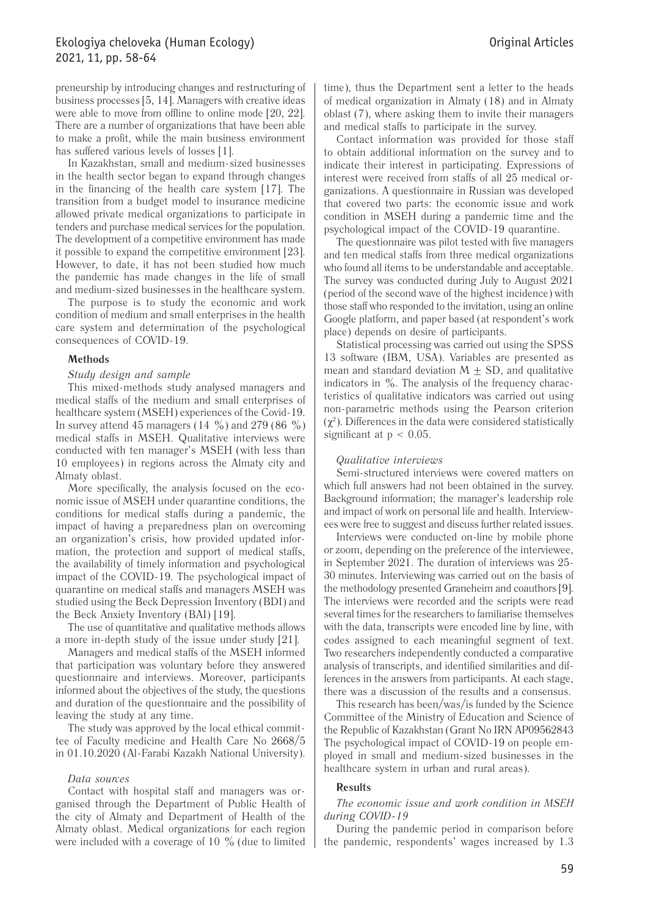preneurship by introducing changes and restructuring of business processes [5, 14]. Managers with creative ideas were able to move from offline to online mode [20, 22]. There are a number of organizations that have been able to make a profit, while the main business environment has suffered various levels of losses [1].

In Kazakhstan, small and medium-sized businesses in the health sector began to expand through changes in the financing of the health care system [17]. The transition from a budget model to insurance medicine allowed private medical organizations to participate in tenders and purchase medical services for the population. The development of a competitive environment has made it possible to expand the competitive environment [23]. However, to date, it has not been studied how much the pandemic has made changes in the life of small and medium-sized businesses in the healthcare system.

The purpose is to study the economic and work condition of medium and small enterprises in the health care system and determination of the psychological consequences of COVID-19.

## Methods

*Study design and sample*

This mixed-methods study analysed managers and medical staffs of the medium and small enterprises of healthcare system (MSEH) experiences of the Covid-19. In survey attend 45 managers (14 %) and 279 (86 %) medical staffs in MSEH. Qualitative interviews were conducted with ten manager's MSEH (with less than 10 employees) in regions across the Almaty city and Almaty oblast.

More specifically, the analysis focused on the economic issue of MSEH under quarantine conditions, the conditions for medical staffs during a pandemic, the impact of having a preparedness plan on overcoming an organization's crisis, how provided updated information, the protection and support of medical staffs, the availability of timely information and psychological impact of the COVID-19. The psychological impact of quarantine on medical staffs and managers MSEH was studied using the Beck Depression Inventory (BDI) and the Beck Anxiety Inventory (BAI) [19].

The use of quantitative and qualitative methods allows a more in-depth study of the issue under study [21].

Managers and medical staffs of the MSEH informed that participation was voluntary before they answered questionnaire and interviews. Moreover, participants informed about the objectives of the study, the questions and duration of the questionnaire and the possibility of leaving the study at any time.

The study was approved by the local ethical committee of Faculty medicine and Health Care No 2668/5 in 01.10.2020 (Al-Farabi Kazakh National University).

*Data sources*

Contact with hospital staff and managers was organised through the Department of Public Health of the city of Almaty and Department of Health of the Almaty oblast. Medical organizations for each region were included with a coverage of 10 % (due to limited time), thus the Department sent a letter to the heads of medical organization in Almaty (18) and in Almaty oblast (7), where asking them to invite their managers and medical staffs to participate in the survey.

Contact information was provided for those staff to obtain additional information on the survey and to indicate their interest in participating. Expressions of interest were received from staffs of all 25 medical organizations. A questionnaire in Russian was developed that covered two parts: the economic issue and work condition in MSEH during a pandemic time and the psychological impact of the COVID-19 quarantine.

The questionnaire was pilot tested with five managers and ten medical staffs from three medical organizations who found all items to be understandable and acceptable. The survey was conducted during July to August 2021 (period of the second wave of the highest incidence) with those staff who responded to the invitation, using an online Google platform, and paper based (at respondent's work place) depends on desire of participants.

Statistical processing was carried out using the SPSS 13 software (IBM, USA). Variables are presented as mean and standard deviation $M \pm SD$, and qualitative indicators in %. The analysis of the frequency characteristics of qualitative indicators was carried out using non-parametric methods using the Pearson criterion ($\chi^2$). Differences in the data were considered statistically significant at $p < 0.05$.

*Qualitative interviews*

Semi-structured interviews were covered matters on which full answers had not been obtained in the survey. Background information; the manager's leadership role and impact of work on personal life and health. Interviewees were free to suggest and discuss further related issues.

Interviews were conducted on-line by mobile phone or zoom, depending on the preference of the interviewee, in September 2021. The duration of interviews was 25-30 minutes. Interviewing was carried out on the basis of the methodology presented Graneheim and coauthors [9]. The interviews were recorded and the scripts were read several times for the researchers to familiarise themselves with the data, transcripts were encoded line by line, with codes assigned to each meaningful segment of text. Two researchers independently conducted a comparative analysis of transcripts, and identified similarities and differences in the answers from participants. At each stage, there was a discussion of the results and a consensus.

This research has been/was/is funded by the Science Committee of the Ministry of Education and Science of the Republic of Kazakhstan (Grant No IRN AP09562843 The psychological impact of COVID-19 on people employed in small and medium-sized businesses in the healthcare system in urban and rural areas).

## Results

*The economic issue and work condition in MSEH during COVID-19*

During the pandemic period in comparison before the pandemic, respondents' wages increased by 1.3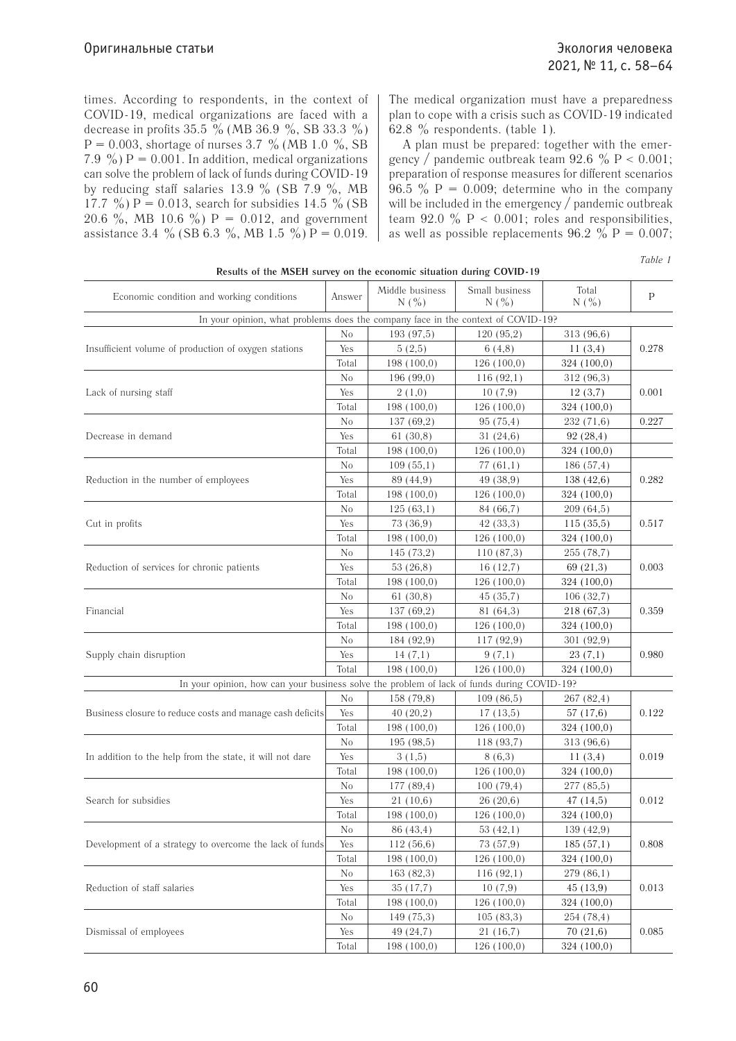times. According to respondents, in the context of COVID-19, medical organizations are faced with a decrease in profits 35.5 % (MB 36.9 %, SB 33.3 %) P = 0.003, shortage of nurses 3.7 % (MB 1.0 %, SB 7.9 %) P = 0.001. In addition, medical organizations can solve the problem of lack of funds during COVID-19 by reducing staff salaries 13.9 % (SB 7.9 %, MB 17.7 %) P = 0.013, search for subsidies 14.5 % (SB 20.6 %, MB 10.6 %) P = 0.012, and government assistance 3.4 % (SB 6.3 %, MB 1.5 %) P = 0.019. The medical organization must have a preparedness plan to cope with a crisis such as COVID-19 indicated 62.8 % respondents. (table 1).

A plan must be prepared: together with the emergency / pandemic outbreak team 92.6 % P < 0.001; preparation of response measures for different scenarios 96.5 % P = 0.009; determine who in the company will be included in the emergency / pandemic outbreak team 92.0 % P < 0.001; roles and responsibilities, as well as possible replacements 96.2 % P = 0.007;

*Table 1*

**Results of the MSEH survey on the economic situation during COVID-19**

| Economic condition and working conditions | Answer | Middle business N (%) | Small business N (%) | Total N (%) | P |
|---|---|---|---|---|---|
| In your opinion, what problems does the company face in the context of COVID-19? | | | | | |
| Insufficient volume of production of oxygen stations | No | 193 (97,5) | 120 (95,2) | 313 (96,6) | 0.278 |
| | Yes | 5 (2,5) | 6 (4,8) | 11 (3,4) | |
| | Total | 198 (100,0) | 126 (100,0) | 324 (100,0) | |
| Lack of nursing staff | No | 196 (99,0) | 116 (92,1) | 312 (96,3) | 0.001 |
| | Yes | 2 (1,0) | 10 (7,9) | 12 (3,7) | |
| | Total | 198 (100,0) | 126 (100,0) | 324 (100,0) | |
| Decrease in demand | No | 137 (69,2) | 95 (75,4) | 232 (71,6) | 0.227 |
| | Yes | 61 (30,8) | 31 (24,6) | 92 (28,4) | |
| | Total | 198 (100,0) | 126 (100,0) | 324 (100,0) | |
| Reduction in the number of employees | No | 109 (55,1) | 77 (61,1) | 186 (57,4) | 0.282 |
| | Yes | 89 (44,9) | 49 (38,9) | 138 (42,6) | |
| | Total | 198 (100,0) | 126 (100,0) | 324 (100,0) | |
| Cut in profits | No | 125 (63,1) | 84 (66,7) | 209 (64,5) | 0.517 |
| | Yes | 73 (36,9) | 42 (33,3) | 115 (35,5) | |
| | Total | 198 (100,0) | 126 (100,0) | 324 (100,0) | |
| Reduction of services for chronic patients | No | 145 (73,2) | 110 (87,3) | 255 (78,7) | 0.003 |
| | Yes | 53 (26,8) | 16 (12,7) | 69 (21,3) | |
| | Total | 198 (100,0) | 126 (100,0) | 324 (100,0) | |
| Financial | No | 61 (30,8) | 45 (35,7) | 106 (32,7) | 0.359 |
| | Yes | 137 (69,2) | 81 (64,3) | 218 (67,3) | |
| | Total | 198 (100,0) | 126 (100,0) | 324 (100,0) | |
| Supply chain disruption | No | 184 (92,9) | 117 (92,9) | 301 (92,9) | 0.980 |
| | Yes | 14 (7,1) | 9 (7,1) | 23 (7,1) | |
| | Total | 198 (100,0) | 126 (100,0) | 324 (100,0) | |
| In your opinion, how can your business solve the problem of lack of funds during COVID-19? | | | | | |
| Business closure to reduce costs and manage cash deficits | No | 158 (79,8) | 109 (86,5) | 267 (82,4) | 0.122 |
| | Yes | 40 (20,2) | 17 (13,5) | 57 (17,6) | |
| | Total | 198 (100,0) | 126 (100,0) | 324 (100,0) | |
| In addition to the help from the state, it will not dare | No | 195 (98,5) | 118 (93,7) | 313 (96,6) | 0.019 |
| | Yes | 3 (1,5) | 8 (6,3) | 11 (3,4) | |
| | Total | 198 (100,0) | 126 (100,0) | 324 (100,0) | |
| Search for subsidies | No | 177 (89,4) | 100 (79,4) | 277 (85,5) | 0.012 |
| | Yes | 21 (10,6) | 26 (20,6) | 47 (14,5) | |
| | Total | 198 (100,0) | 126 (100,0) | 324 (100,0) | |
| Development of a strategy to overcome the lack of funds | No | 86 (43,4) | 53 (42,1) | 139 (42,9) | 0.808 |
| | Yes | 112 (56,6) | 73 (57,9) | 185 (57,1) | |
| | Total | 198 (100,0) | 126 (100,0) | 324 (100,0) | |
| Reduction of staff salaries | No | 163 (82,3) | 116 (92,1) | 279 (86,1) | 0.013 |
| | Yes | 35 (17,7) | 10 (7,9) | 45 (13,9) | |
| | Total | 198 (100,0) | 126 (100,0) | 324 (100,0) | |
| Dismissal of employees | No | 149 (75,3) | 105 (83,3) | 254 (78,4) | 0.085 |
| | Yes | 49 (24,7) | 21 (16,7) | 70 (21,6) | |
| | Total | 198 (100,0) | 126 (100,0) | 324 (100,0) | |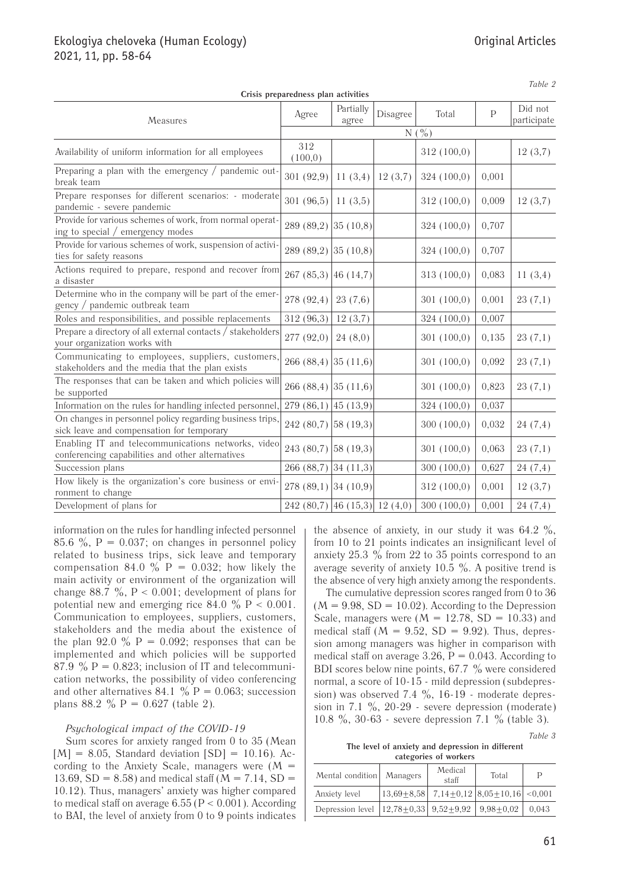Table 2

**Crisis preparedness plan activities**

| Measures | Agree | Partially agree | Disagree | Total | P | Did not participate |
|---|---|---|---|---|---|---|
| | N (%) | | | | | |
| Availability of uniform information for all employees | 312 (100,0) | | | 312 (100,0) | | 12 (3,7) |
| Preparing a plan with the emergency / pandemic outbreak team | 301 (92,9) | 11 (3,4) | 12 (3,7) | 324 (100,0) | 0,001 | |
| Prepare responses for different scenarios: - moderate pandemic - severe pandemic | 301 (96,5) | 11 (3,5) | | 312 (100,0) | 0,009 | 12 (3,7) |
| Provide for various schemes of work, from normal operating to special / emergency modes | 289 (89,2) | 35 (10,8) | | 324 (100,0) | 0,707 | |
| Provide for various schemes of work, suspension of activities for safety reasons | 289 (89,2) | 35 (10,8) | | 324 (100,0) | 0,707 | |
| Actions required to prepare, respond and recover from a disaster | 267 (85,3) | 46 (14,7) | | 313 (100,0) | 0,083 | 11 (3,4) |
| Determine who in the company will be part of the emergency / pandemic outbreak team | 278 (92,4) | 23 (7,6) | | 301 (100,0) | 0,001 | 23 (7,1) |
| Roles and responsibilities, and possible replacements | 312 (96,3) | 12 (3,7) | | 324 (100,0) | 0,007 | |
| Prepare a directory of all external contacts / stakeholders your organization works with | 277 (92,0) | 24 (8,0) | | 301 (100,0) | 0,135 | 23 (7,1) |
| Communicating to employees, suppliers, customers, stakeholders and the media that the plan exists | 266 (88,4) | 35 (11,6) | | 301 (100,0) | 0,092 | 23 (7,1) |
| The responses that can be taken and which policies will be supported | 266 (88,4) | 35 (11,6) | | 301 (100,0) | 0,823 | 23 (7,1) |
| Information on the rules for handling infected personnel, | 279 (86,1) | 45 (13,9) | | 324 (100,0) | 0,037 | |
| On changes in personnel policy regarding business trips, sick leave and compensation for temporary | 242 (80,7) | 58 (19,3) | | 300 (100,0) | 0,032 | 24 (7,4) |
| Enabling IT and telecommunications networks, video conferencing capabilities and other alternatives | 243 (80,7) | 58 (19,3) | | 301 (100,0) | 0,063 | 23 (7,1) |
| Succession plans | 266 (88,7) | 34 (11,3) | | 300 (100,0) | 0,627 | 24 (7,4) |
| How likely is the organization's core business or environment to change | 278 (89,1) | 34 (10,9) | | 312 (100,0) | 0,001 | 12 (3,7) |
| Development of plans for | 242 (80,7) | 46 (15,3) | 12 (4,0) | 300 (100,0) | 0,001 | 24 (7,4) |

information on the rules for handling infected personnel 85.6 %, P = 0.037; on changes in personnel policy related to business trips, sick leave and temporary compensation 84.0 % P = 0.032; how likely the main activity or environment of the organization will change 88.7 %, P < 0.001; development of plans for potential new and emerging rice 84.0 % P < 0.001. Communication to employees, suppliers, customers, stakeholders and the media about the existence of the plan 92.0 % P = 0.092; responses that can be implemented and which policies will be supported 87.9 % P = 0.823; inclusion of IT and telecommunication networks, the possibility of video conferencing and other alternatives 84.1 % P = 0.063; succession plans 88.2 % P = 0.627 (table 2).

*Psychological impact of the COVID-19*

Sum scores for anxiety ranged from 0 to 35 (Mean [M] = 8.05, Standard deviation [SD] = 10.16). According to the Anxiety Scale, managers were (M = 13.69, SD = 8.58) and medical staff (M = 7.14, SD = 10.12). Thus, managers' anxiety was higher compared to medical staff on average 6.55 (P < 0.001). According to BAI, the level of anxiety from 0 to 9 points indicates the absence of anxiety, in our study it was 64.2 %, from 10 to 21 points indicates an insignificant level of anxiety 25.3 % from 22 to 35 points correspond to an average severity of anxiety 10.5 %. A positive trend is the absence of very high anxiety among the respondents.

The cumulative depression scores ranged from 0 to 36 (M = 9.98, SD = 10.02). According to the Depression Scale, managers were (M = 12.78, SD = 10.33) and medical staff (M = 9.52, SD = 9.92). Thus, depression among managers was higher in comparison with medical staff on average 3.26, P = 0.043. According to BDI scores below nine points, 67.7 % were considered normal, a score of 10-15 - mild depression (subdepression) was observed 7.4 %, 16-19 - moderate depression in 7.1 %, 20-29 - severe depression (moderate) 10.8 %, 30-63 - severe depression 7.1 % (table 3).

Table 3

**The level of anxiety and depression in different categories of workers**

| Mental condition | Managers | Medical staff | Total | P |
|---|---|---|---|---|
| Anxiety level | 13,69±8,58 | 7,14±0,12 | 8,05±10,16 | <0,001 |
| Depression level | 12,78±0,33 | 9,52±9,92 | 9,98±0,02 | 0,043 |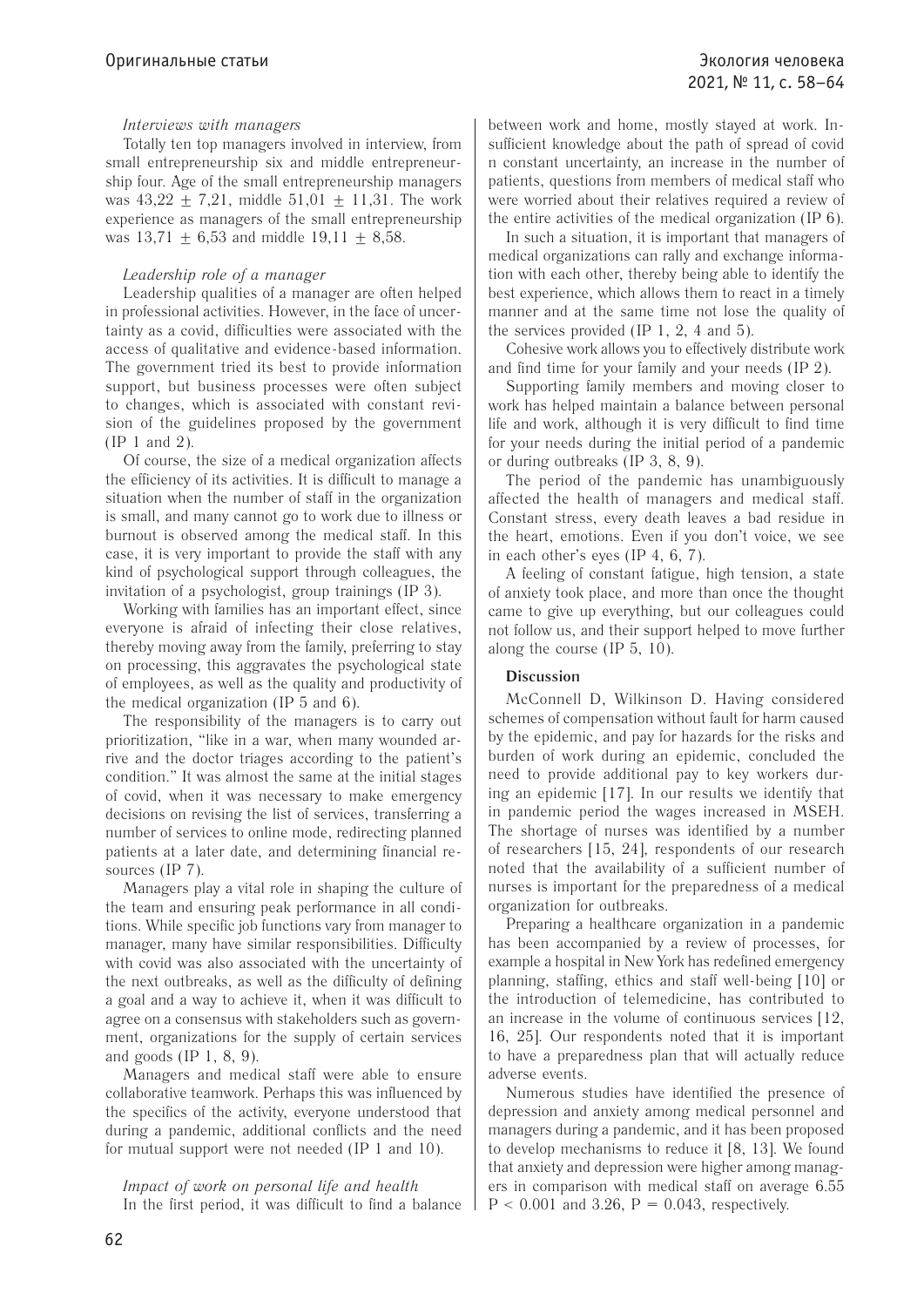*Interviews with managers*

Totally ten top managers involved in interview, from small entrepreneurship six and middle entrepreneurship four. Age of the small entrepreneurship managers was $43{,}22 \pm 7{,}21$, middle $51{,}01 \pm 11{,}31$. The work experience as managers of the small entrepreneurship was $13{,}71 \pm 6{,}53$ and middle $19{,}11 \pm 8{,}58$.

*Leadership role of a manager*

Leadership qualities of a manager are often helped in professional activities. However, in the face of uncertainty as a covid, difficulties were associated with the access of qualitative and evidence-based information. The government tried its best to provide information support, but business processes were often subject to changes, which is associated with constant revision of the guidelines proposed by the government (IP 1 and 2).

Of course, the size of a medical organization affects the efficiency of its activities. It is difficult to manage a situation when the number of staff in the organization is small, and many cannot go to work due to illness or burnout is observed among the medical staff. In this case, it is very important to provide the staff with any kind of psychological support through colleagues, the invitation of a psychologist, group trainings (IP 3).

Working with families has an important effect, since everyone is afraid of infecting their close relatives, thereby moving away from the family, preferring to stay on processing, this aggravates the psychological state of employees, as well as the quality and productivity of the medical organization (IP 5 and 6).

The responsibility of the managers is to carry out prioritization, "like in a war, when many wounded arrive and the doctor triages according to the patient's condition." It was almost the same at the initial stages of covid, when it was necessary to make emergency decisions on revising the list of services, transferring a number of services to online mode, redirecting planned patients at a later date, and determining financial resources (IP 7).

Managers play a vital role in shaping the culture of the team and ensuring peak performance in all conditions. While specific job functions vary from manager to manager, many have similar responsibilities. Difficulty with covid was also associated with the uncertainty of the next outbreaks, as well as the difficulty of defining a goal and a way to achieve it, when it was difficult to agree on a consensus with stakeholders such as government, organizations for the supply of certain services and goods (IP 1, 8, 9).

Managers and medical staff were able to ensure collaborative teamwork. Perhaps this was influenced by the specifics of the activity, everyone understood that during a pandemic, additional conflicts and the need for mutual support were not needed (IP 1 and 10).

*Impact of work on personal life and health*

In the first period, it was difficult to find a balance between work and home, mostly stayed at work. Insufficient knowledge about the path of spread of covid n constant uncertainty, an increase in the number of patients, questions from members of medical staff who were worried about their relatives required a review of the entire activities of the medical organization (IP 6).

In such a situation, it is important that managers of medical organizations can rally and exchange information with each other, thereby being able to identify the best experience, which allows them to react in a timely manner and at the same time not lose the quality of the services provided (IP 1, 2, 4 and 5).

Cohesive work allows you to effectively distribute work and find time for your family and your needs (IP 2).

Supporting family members and moving closer to work has helped maintain a balance between personal life and work, although it is very difficult to find time for your needs during the initial period of a pandemic or during outbreaks (IP 3, 8, 9).

The period of the pandemic has unambiguously affected the health of managers and medical staff. Constant stress, every death leaves a bad residue in the heart, emotions. Even if you don't voice, we see in each other's eyes (IP 4, 6, 7).

A feeling of constant fatigue, high tension, a state of anxiety took place, and more than once the thought came to give up everything, but our colleagues could not follow us, and their support helped to move further along the course (IP 5, 10).

**Discussion**

McConnell D, Wilkinson D. Having considered schemes of compensation without fault for harm caused by the epidemic, and pay for hazards for the risks and burden of work during an epidemic, concluded the need to provide additional pay to key workers during an epidemic [17]. In our results we identify that in pandemic period the wages increased in MSEH. The shortage of nurses was identified by a number of researchers [15, 24], respondents of our research noted that the availability of a sufficient number of nurses is important for the preparedness of a medical organization for outbreaks.

Preparing a healthcare organization in a pandemic has been accompanied by a review of processes, for example a hospital in New York has redefined emergency planning, staffing, ethics and staff well-being [10] or the introduction of telemedicine, has contributed to an increase in the volume of continuous services [12, 16, 25]. Our respondents noted that it is important to have a preparedness plan that will actually reduce adverse events.

Numerous studies have identified the presence of depression and anxiety among medical personnel and managers during a pandemic, and it has been proposed to develop mechanisms to reduce it [8, 13]. We found that anxiety and depression were higher among managers in comparison with medical staff on average 6.55 $P < 0.001$ and 3.26, $P = 0.043$, respectively.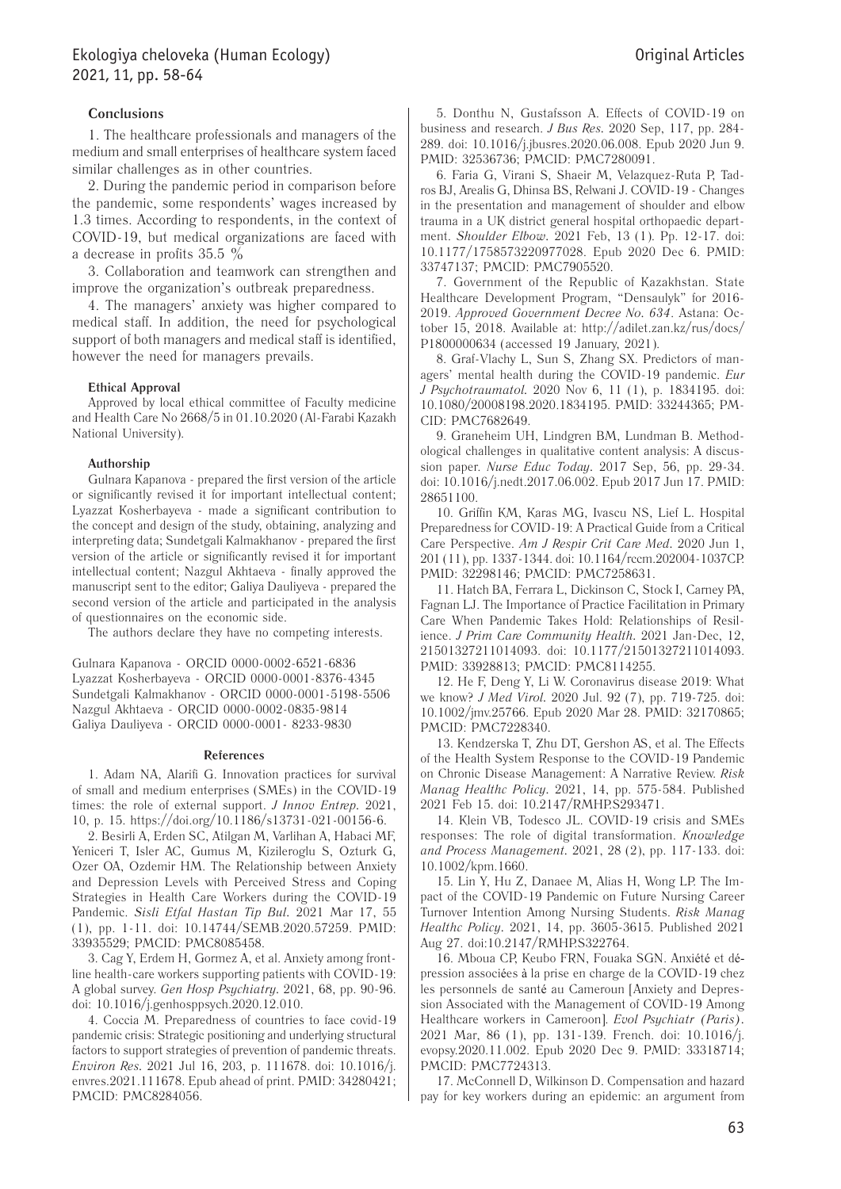### Conclusions

1. The healthcare professionals and managers of the medium and small enterprises of healthcare system faced similar challenges as in other countries.

2. During the pandemic period in comparison before the pandemic, some respondents' wages increased by 1.3 times. According to respondents, in the context of COVID-19, but medical organizations are faced with a decrease in profits 35.5 %

3. Collaboration and teamwork can strengthen and improve the organization's outbreak preparedness.

4. The managers' anxiety was higher compared to medical staff. In addition, the need for psychological support of both managers and medical staff is identified, however the need for managers prevails.

#### Ethical Approval

Approved by local ethical committee of Faculty medicine and Health Care No 2668/5 in 01.10.2020 (Al-Farabi Kazakh National University).

#### Authorship

Gulnara Kapanova - prepared the first version of the article or significantly revised it for important intellectual content; Lyazzat Kosherbayeva - made a significant contribution to the concept and design of the study, obtaining, analyzing and interpreting data; Sundetgali Kalmakhanov - prepared the first version of the article or significantly revised it for important intellectual content; Nazgul Akhtaeva - finally approved the manuscript sent to the editor; Galiya Dauliyeva - prepared the second version of the article and participated in the analysis of questionnaires on the economic side.

The authors declare they have no competing interests.

Gulnara Kapanova - ORCID 0000-0002-6521-6836
Lyazzat Kosherbayeva - ORCID 0000-0001-8376-4345
Sundetgali Kalmakhanov - ORCID 0000-0001-5198-5506
Nazgul Akhtaeva - ORCID 0000-0002-0835-9814
Galiya Dauliyeva - ORCID 0000-0001- 8233-9830

#### References

1. Adam NA, Alarifi G. Innovation practices for survival of small and medium enterprises (SMEs) in the COVID-19 times: the role of external support. *J Innov Entrep*. 2021, 10, p. 15. https://doi.org/10.1186/s13731-021-00156-6.

2. Besirli A, Erden SC, Atilgan M, Varlihan A, Habaci MF, Yeniceri T, Isler AC, Gumus M, Kizileroglu S, Ozturk G, Ozer OA, Ozdemir HM. The Relationship between Anxiety and Depression Levels with Perceived Stress and Coping Strategies in Health Care Workers during the COVID-19 Pandemic. *Sisli Etfal Hastan Tip Bul*. 2021 Mar 17, 55 (1), pp. 1-11. doi: 10.14744/SEMB.2020.57259. PMID: 33935529; PMCID: PMC8085458.

3. Cag Y, Erdem H, Gormez A, et al. Anxiety among front-line health-care workers supporting patients with COVID-19: A global survey. *Gen Hosp Psychiatry*. 2021, 68, pp. 90-96. doi: 10.1016/j.genhosppsych.2020.12.010.

4. Coccia M. Preparedness of countries to face covid-19 pandemic crisis: Strategic positioning and underlying structural factors to support strategies of prevention of pandemic threats. *Environ Res*. 2021 Jul 16, 203, p. 111678. doi: 10.1016/j.envres.2021.111678. Epub ahead of print. PMID: 34280421; PMCID: PMC8284056.

5. Donthu N, Gustafsson A. Effects of COVID-19 on business and research. *J Bus Res*. 2020 Sep, 117, pp. 284-289. doi: 10.1016/j.jbusres.2020.06.008. Epub 2020 Jun 9. PMID: 32536736; PMCID: PMC7280091.

6. Faria G, Virani S, Shaeir M, Velazquez-Ruta P, Tadros BJ, Arealis G, Dhinsa BS, Relwani J. COVID-19 - Changes in the presentation and management of shoulder and elbow trauma in a UK district general hospital orthopaedic department. *Shoulder Elbow*. 2021 Feb, 13 (1). Pp. 12-17. doi: 10.1177/1758573220977028. Epub 2020 Dec 6. PMID: 33747137; PMCID: PMC7905520.

7. Government of the Republic of Kazakhstan. State Healthcare Development Program, "Densaulyk" for 2016-2019. *Approved Government Decree No. 634*. Astana: October 15, 2018. Available at: http://adilet.zan.kz/rus/docs/P1800000634 (accessed 19 January, 2021).

8. Graf-Vlachy L, Sun S, Zhang SX. Predictors of managers' mental health during the COVID-19 pandemic. *Eur J Psychotraumatol*. 2020 Nov 6, 11 (1), p. 1834195. doi: 10.1080/20008198.2020.1834195. PMID: 33244365; PMCID: PMC7682649.

9. Graneheim UH, Lindgren BM, Lundman B. Methodological challenges in qualitative content analysis: A discussion paper. *Nurse Educ Today*. 2017 Sep, 56, pp. 29-34. doi: 10.1016/j.nedt.2017.06.002. Epub 2017 Jun 17. PMID: 28651100.

10. Griffin KM, Karas MG, Ivascu NS, Lief L. Hospital Preparedness for COVID-19: A Practical Guide from a Critical Care Perspective. *Am J Respir Crit Care Med*. 2020 Jun 1, 201 (11), pp. 1337-1344. doi: 10.1164/rccm.202004-1037CP. PMID: 32298146; PMCID: PMC7258631.

11. Hatch BA, Ferrara L, Dickinson C, Stock I, Carney PA, Fagnan LJ. The Importance of Practice Facilitation in Primary Care When Pandemic Takes Hold: Relationships of Resilience. *J Prim Care Community Health*. 2021 Jan-Dec, 12, 21501327211014093. doi: 10.1177/21501327211014093. PMID: 33928813; PMCID: PMC8114255.

12. He F, Deng Y, Li W. Coronavirus disease 2019: What we know? *J Med Virol*. 2020 Jul. 92 (7), pp. 719-725. doi: 10.1002/jmv.25766. Epub 2020 Mar 28. PMID: 32170865; PMCID: PMC7228340.

13. Kendzerska T, Zhu DT, Gershon AS, et al. The Effects of the Health System Response to the COVID-19 Pandemic on Chronic Disease Management: A Narrative Review. *Risk Manag Healthc Policy*. 2021, 14, pp. 575-584. Published 2021 Feb 15. doi: 10.2147/RMHP.S293471.

14. Klein VB, Todesco JL. COVID-19 crisis and SMEs responses: The role of digital transformation. *Knowledge and Process Management*. 2021, 28 (2), pp. 117-133. doi: 10.1002/kpm.1660.

15. Lin Y, Hu Z, Danaee M, Alias H, Wong LP. The Impact of the COVID-19 Pandemic on Future Nursing Career Turnover Intention Among Nursing Students. *Risk Manag Healthc Policy*. 2021, 14, pp. 3605-3615. Published 2021 Aug 27. doi:10.2147/RMHP.S322764.

16. Mboua CP, Keubo FRN, Fouaka SGN. Anxiété et dépression associées à la prise en charge de la COVID-19 chez les personnels de santé au Cameroun [Anxiety and Depression Associated with the Management of COVID-19 Among Healthcare workers in Cameroon]. *Evol Psychiatr (Paris)*. 2021 Mar, 86 (1), pp. 131-139. French. doi: 10.1016/j.evopsy.2020.11.002. Epub 2020 Dec 9. PMID: 33318714; PMCID: PMC7724313.

17. McConnell D, Wilkinson D. Compensation and hazard pay for key workers during an epidemic: an argument from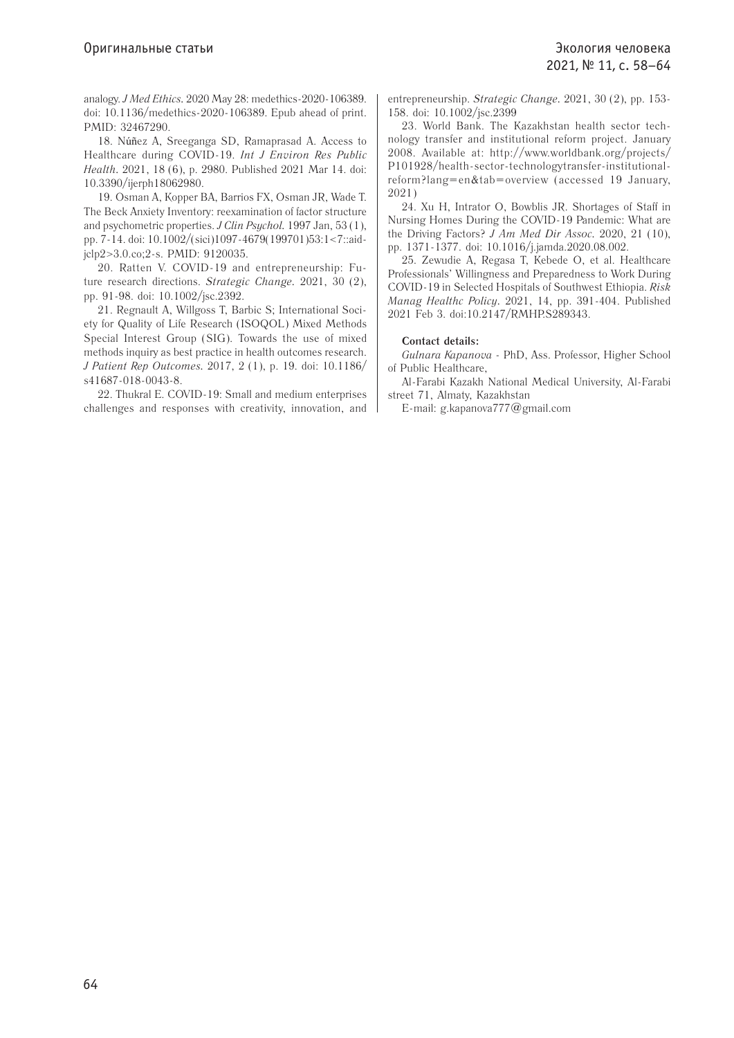analogy. *J Med Ethics*. 2020 May 28: medethics-2020-106389. doi: 10.1136/medethics-2020-106389. Epub ahead of print. PMID: 32467290.

18. Núñez A, Sreeganga SD, Ramaprasad A. Access to Healthcare during COVID-19. *Int J Environ Res Public Health*. 2021, 18 (6), p. 2980. Published 2021 Mar 14. doi: 10.3390/ijerph18062980.

19. Osman A, Kopper BA, Barrios FX, Osman JR, Wade T. The Beck Anxiety Inventory: reexamination of factor structure and psychometric properties. *J Clin Psychol*. 1997 Jan, 53 (1), pp. 7-14. doi: 10.1002/(sici)1097-4679(199701)53:1<7::aid-jclp2>3.0.co;2-s. PMID: 9120035.

20. Ratten V. COVID-19 and entrepreneurship: Future research directions. *Strategic Change*. 2021, 30 (2), pp. 91-98. doi: 10.1002/jsc.2392.

21. Regnault A, Willgoss T, Barbic S; International Society for Quality of Life Research (ISOQOL) Mixed Methods Special Interest Group (SIG). Towards the use of mixed methods inquiry as best practice in health outcomes research. *J Patient Rep Outcomes*. 2017, 2 (1), p. 19. doi: 10.1186/s41687-018-0043-8.

22. Thukral E. COVID-19: Small and medium enterprises challenges and responses with creativity, innovation, and entrepreneurship. *Strategic Change*. 2021, 30 (2), pp. 153-158. doi: 10.1002/jsc.2399

23. World Bank. The Kazakhstan health sector technology transfer and institutional reform project. January 2008. Available at: http://www.worldbank.org/projects/P101928/health-sector-technologytransfer-institutional-reform?lang=en&tab=overview (accessed 19 January, 2021)

24. Xu H, Intrator O, Bowblis JR. Shortages of Staff in Nursing Homes During the COVID-19 Pandemic: What are the Driving Factors? *J Am Med Dir Assoc*. 2020, 21 (10), pp. 1371-1377. doi: 10.1016/j.jamda.2020.08.002.

25. Zewudie A, Regasa T, Kebede O, et al. Healthcare Professionals' Willingness and Preparedness to Work During COVID-19 in Selected Hospitals of Southwest Ethiopia. *Risk Manag Healthc Policy*. 2021, 14, pp. 391-404. Published 2021 Feb 3. doi:10.2147/RMHP.S289343.

**Contact details:**

*Gulnara Kapanova* - PhD, Ass. Professor, Higher School of Public Healthcare,

Al-Farabi Kazakh National Medical University, Al-Farabi street 71, Almaty, Kazakhstan

E-mail: g.kapanova777@gmail.com